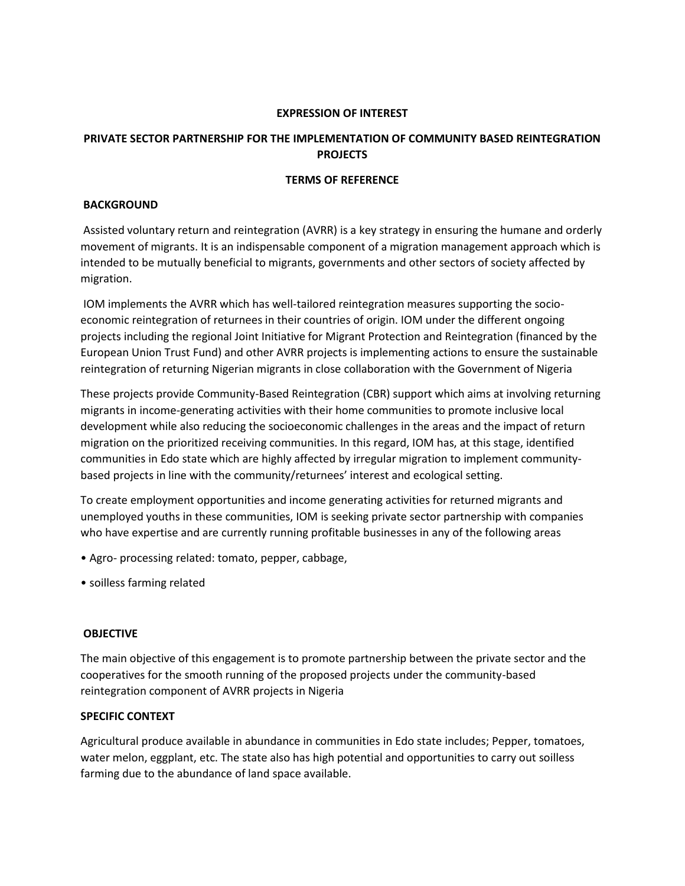**EXPRESSION OF INTEREST**

**PRIVATE SECTOR PARTNERSHIP FOR THE IMPLEMENTATION OF COMMUNITY BASED REINTEGRATION PROJECTS**

**TERMS OF REFERENCE**

## BACKGROUND

Assisted voluntary return and reintegration (AVRR) is a key strategy in ensuring the humane and orderly movement of migrants. It is an indispensable component of a migration management approach which is intended to be mutually beneficial to migrants, governments and other sectors of society affected by migration.

IOM implements the AVRR which has well-tailored reintegration measures supporting the socio-economic reintegration of returnees in their countries of origin. IOM under the different ongoing projects including the regional Joint Initiative for Migrant Protection and Reintegration (financed by the European Union Trust Fund) and other AVRR projects is implementing actions to ensure the sustainable reintegration of returning Nigerian migrants in close collaboration with the Government of Nigeria

These projects provide Community-Based Reintegration (CBR) support which aims at involving returning migrants in income-generating activities with their home communities to promote inclusive local development while also reducing the socioeconomic challenges in the areas and the impact of return migration on the prioritized receiving communities. In this regard, IOM has, at this stage, identified communities in Edo state which are highly affected by irregular migration to implement community-based projects in line with the community/returnees' interest and ecological setting.

To create employment opportunities and income generating activities for returned migrants and unemployed youths in these communities, IOM is seeking private sector partnership with companies who have expertise and are currently running profitable businesses in any of the following areas

- Agro- processing related: tomato, pepper, cabbage,
- soilless farming related

## OBJECTIVE

The main objective of this engagement is to promote partnership between the private sector and the cooperatives for the smooth running of the proposed projects under the community-based reintegration component of AVRR projects in Nigeria

## SPECIFIC CONTEXT

Agricultural produce available in abundance in communities in Edo state includes; Pepper, tomatoes, water melon, eggplant, etc. The state also has high potential and opportunities to carry out soilless farming due to the abundance of land space available.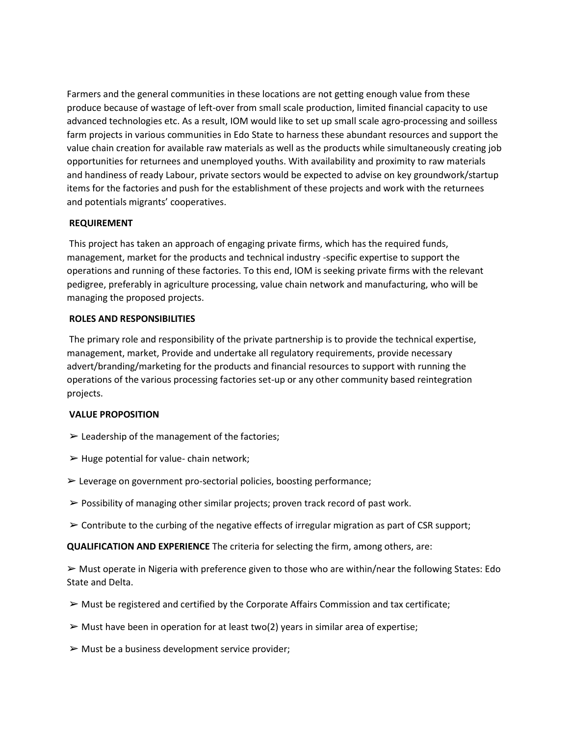Farmers and the general communities in these locations are not getting enough value from these produce because of wastage of left-over from small scale production, limited financial capacity to use advanced technologies etc. As a result, IOM would like to set up small scale agro-processing and soilless farm projects in various communities in Edo State to harness these abundant resources and support the value chain creation for available raw materials as well as the products while simultaneously creating job opportunities for returnees and unemployed youths. With availability and proximity to raw materials and handiness of ready Labour, private sectors would be expected to advise on key groundwork/startup items for the factories and push for the establishment of these projects and work with the returnees and potentials migrants' cooperatives.

**REQUIREMENT**

This project has taken an approach of engaging private firms, which has the required funds, management, market for the products and technical industry -specific expertise to support the operations and running of these factories. To this end, IOM is seeking private firms with the relevant pedigree, preferably in agriculture processing, value chain network and manufacturing, who will be managing the proposed projects.

**ROLES AND RESPONSIBILITIES**

The primary role and responsibility of the private partnership is to provide the technical expertise, management, market, Provide and undertake all regulatory requirements, provide necessary advert/branding/marketing for the products and financial resources to support with running the operations of the various processing factories set-up or any other community based reintegration projects.

**VALUE PROPOSITION**

- ➢ Leadership of the management of the factories;
- ➢ Huge potential for value- chain network;
- ➢ Leverage on government pro-sectorial policies, boosting performance;
- ➢ Possibility of managing other similar projects; proven track record of past work.
- ➢ Contribute to the curbing of the negative effects of irregular migration as part of CSR support;

**QUALIFICATION AND EXPERIENCE** The criteria for selecting the firm, among others, are:

- ➢ Must operate in Nigeria with preference given to those who are within/near the following States: Edo State and Delta.
- ➢ Must be registered and certified by the Corporate Affairs Commission and tax certificate;
- ➢ Must have been in operation for at least two(2) years in similar area of expertise;
- ➢ Must be a business development service provider;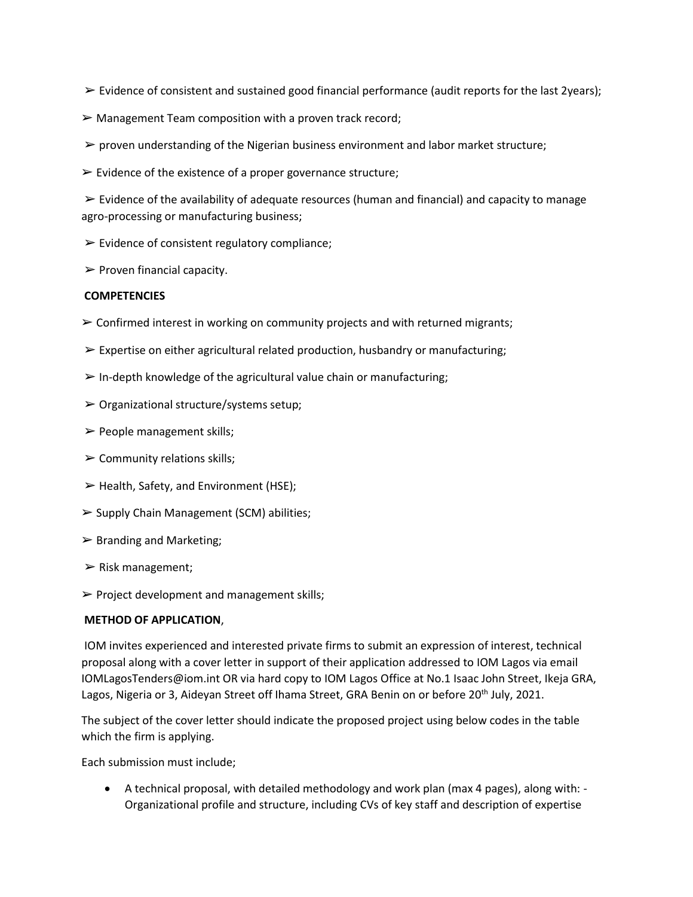- ➢ Evidence of consistent and sustained good financial performance (audit reports for the last 2years);
- ➢ Management Team composition with a proven track record;
- ➢ proven understanding of the Nigerian business environment and labor market structure;
- ➢ Evidence of the existence of a proper governance structure;
- ➢ Evidence of the availability of adequate resources (human and financial) and capacity to manage agro-processing or manufacturing business;
- ➢ Evidence of consistent regulatory compliance;
- ➢ Proven financial capacity.

**COMPETENCIES**

- ➢ Confirmed interest in working on community projects and with returned migrants;
- ➢ Expertise on either agricultural related production, husbandry or manufacturing;
- ➢ In-depth knowledge of the agricultural value chain or manufacturing;
- ➢ Organizational structure/systems setup;
- ➢ People management skills;
- ➢ Community relations skills;
- ➢ Health, Safety, and Environment (HSE);
- ➢ Supply Chain Management (SCM) abilities;
- ➢ Branding and Marketing;
- ➢ Risk management;
- ➢ Project development and management skills;

**METHOD OF APPLICATION**,

IOM invites experienced and interested private firms to submit an expression of interest, technical proposal along with a cover letter in support of their application addressed to IOM Lagos via email IOMLagosTenders@iom.int OR via hard copy to IOM Lagos Office at No.1 Isaac John Street, Ikeja GRA, Lagos, Nigeria or 3, Aideyan Street off Ihama Street, GRA Benin on or before 20th July, 2021.

The subject of the cover letter should indicate the proposed project using below codes in the table which the firm is applying.

Each submission must include;

- A technical proposal, with detailed methodology and work plan (max 4 pages), along with: - Organizational profile and structure, including CVs of key staff and description of expertise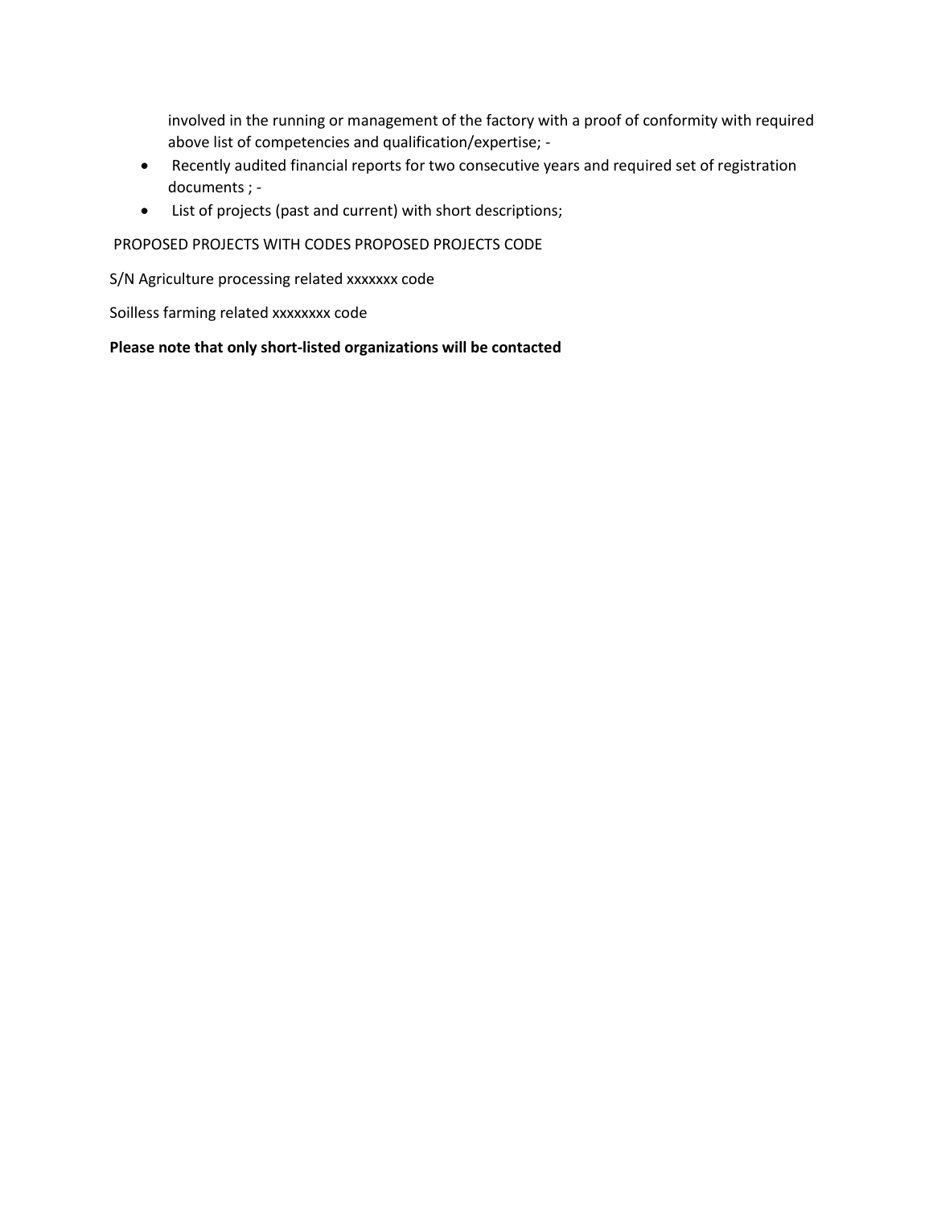involved in the running or management of the factory with a proof of conformity with required above list of competencies and qualification/expertise; -

- Recently audited financial reports for two consecutive years and required set of registration documents ; -
- List of projects (past and current) with short descriptions;

PROPOSED PROJECTS WITH CODES PROPOSED PROJECTS CODE

S/N Agriculture processing related xxxxxxx code

Soilless farming related xxxxxxxx code

**Please note that only short-listed organizations will be contacted**